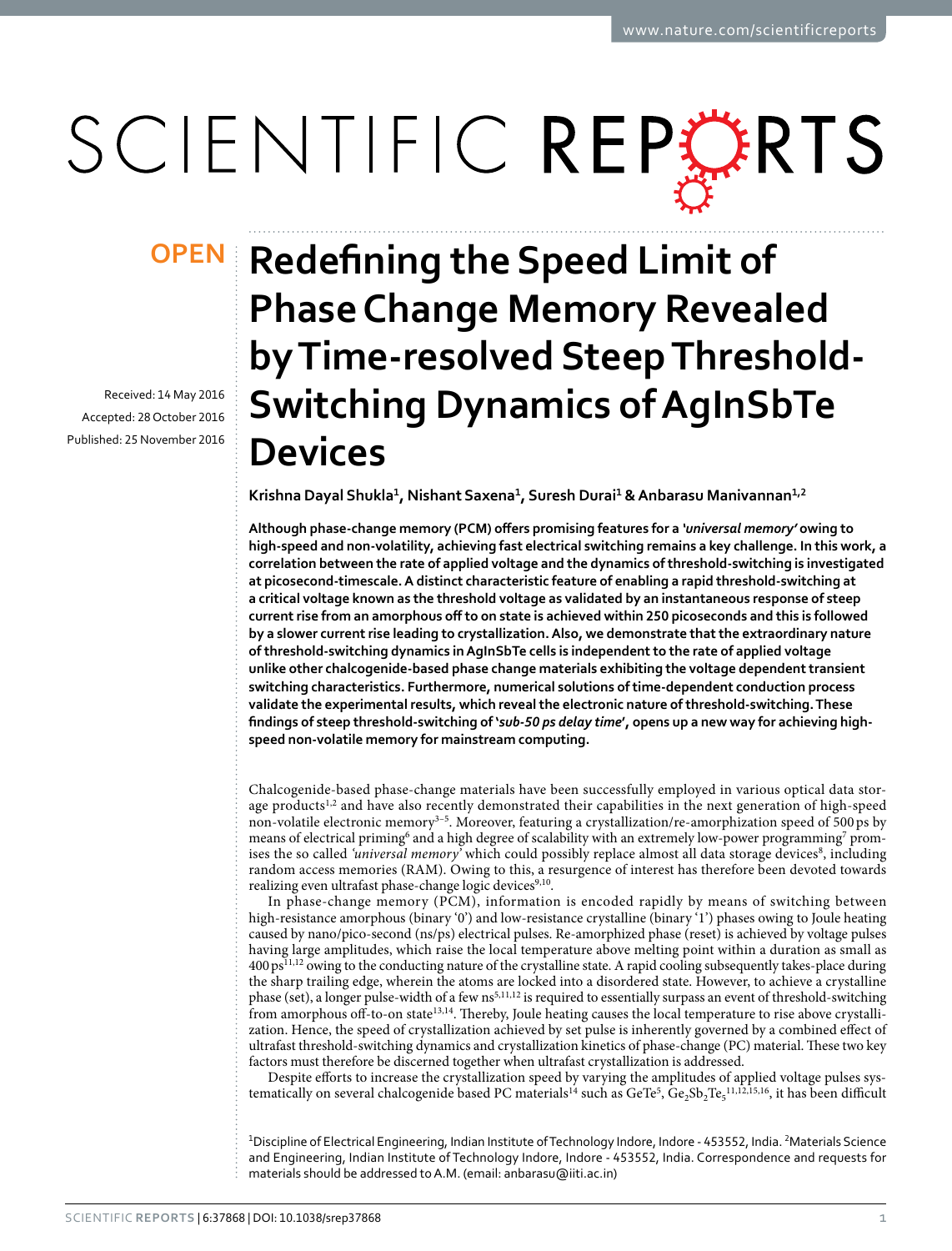# Redefining the Speed Limit of Phase Change Memory Revealed by Time-resolved Steep Threshold-Switching Dynamics of AgInSbTe Devices

OPEN

Received: 14 May 2016
Accepted: 28 October 2016
Published: 25 November 2016

Krishna Dayal Shukla[1], Nishant Saxena[1], Suresh Durai[1] & Anbarasu Manivannan[1,2]

**Although phase-change memory (PCM) offers promising features for a *'universal memory'* owing to high-speed and non-volatility, achieving fast electrical switching remains a key challenge. In this work, a correlation between the rate of applied voltage and the dynamics of threshold-switching is investigated at picosecond-timescale. A distinct characteristic feature of enabling a rapid threshold-switching at a critical voltage known as the threshold voltage as validated by an instantaneous response of steep current rise from an amorphous off to on state is achieved within 250 picoseconds and this is followed by a slower current rise leading to crystallization. Also, we demonstrate that the extraordinary nature of threshold-switching dynamics in AgInSbTe cells is independent to the rate of applied voltage unlike other chalcogenide-based phase change materials exhibiting the voltage dependent transient switching characteristics. Furthermore, numerical solutions of time-dependent conduction process validate the experimental results, which reveal the electronic nature of threshold-switching. These findings of steep threshold-switching of '*sub-50 ps delay time*', opens up a new way for achieving high-speed non-volatile memory for mainstream computing.**

Chalcogenide-based phase-change materials have been successfully employed in various optical data storage products[1,2] and have also recently demonstrated their capabilities in the next generation of high-speed non-volatile electronic memory[3–5]. Moreover, featuring a crystallization/re-amorphization speed of 500 ps by means of electrical priming[6] and a high degree of scalability with an extremely low-power programming[7] promises the so called *'universal memory'* which could possibly replace almost all data storage devices[8], including random access memories (RAM). Owing to this, a resurgence of interest has therefore been devoted towards realizing even ultrafast phase-change logic devices[9,10].

In phase-change memory (PCM), information is encoded rapidly by means of switching between high-resistance amorphous (binary '0') and low-resistance crystalline (binary '1') phases owing to Joule heating caused by nano/pico-second (ns/ps) electrical pulses. Re-amorphized phase (reset) is achieved by voltage pulses having large amplitudes, which raise the local temperature above melting point within a duration as small as 400 ps[11,12] owing to the conducting nature of the crystalline state. A rapid cooling subsequently takes-place during the sharp trailing edge, wherein the atoms are locked into a disordered state. However, to achieve a crystalline phase (set), a longer pulse-width of a few ns[5,11,12] is required to essentially surpass an event of threshold-switching from amorphous off-to-on state[13,14]. Thereby, Joule heating causes the local temperature to rise above crystallization. Hence, the speed of crystallization achieved by set pulse is inherently governed by a combined effect of ultrafast threshold-switching dynamics and crystallization kinetics of phase-change (PC) material. These two key factors must therefore be discerned together when ultrafast crystallization is addressed.

Despite efforts to increase the crystallization speed by varying the amplitudes of applied voltage pulses systematically on several chalcogenide based PC materials[14] such as GeTe[5], $Ge_2Sb_2Te_5$[11,12,15,16], it has been difficult

[1]Discipline of Electrical Engineering, Indian Institute of Technology Indore, Indore - 453552, India. [2]Materials Science and Engineering, Indian Institute of Technology Indore, Indore - 453552, India. Correspondence and requests for materials should be addressed to A.M. (email: anbarasu@iiti.ac.in)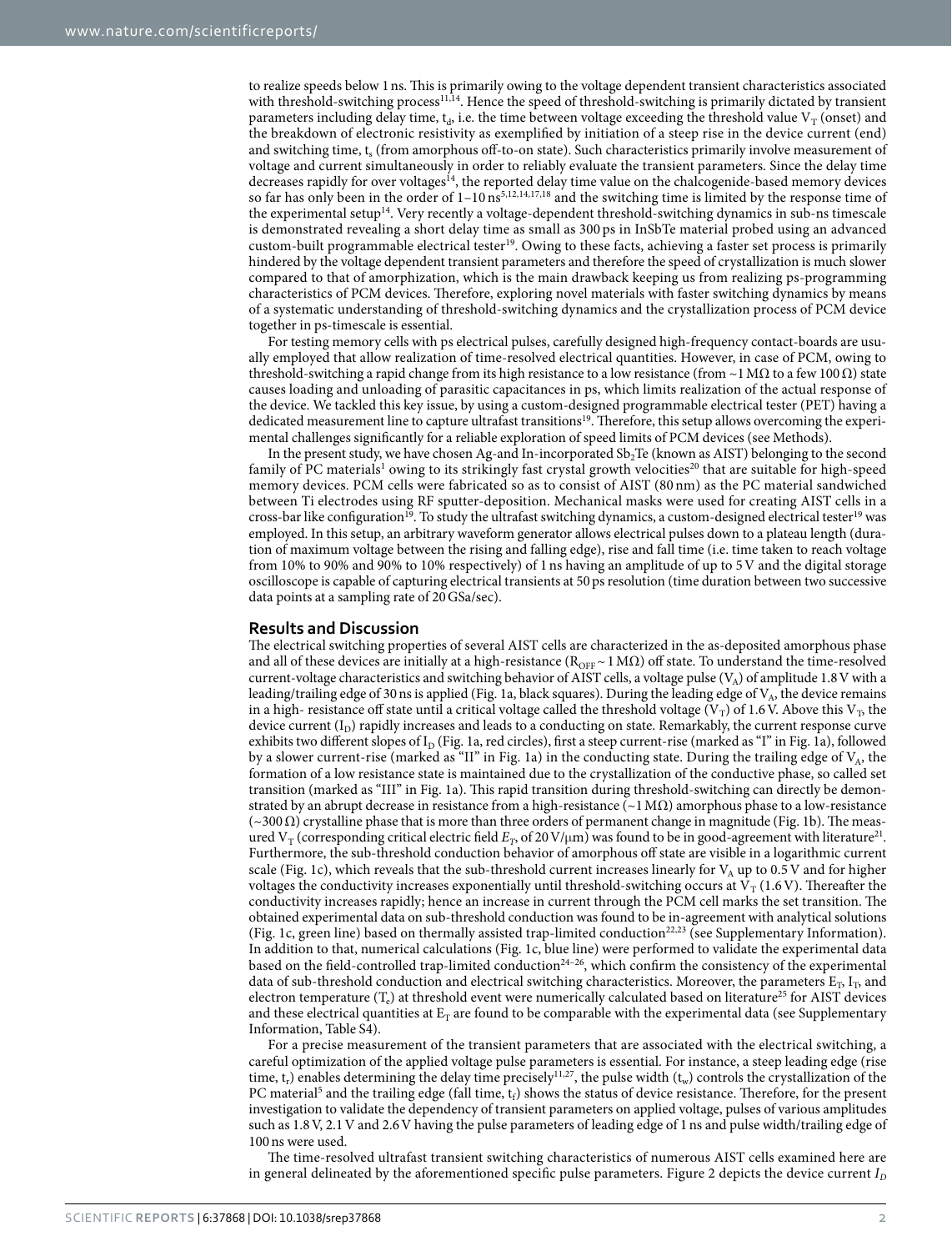to realize speeds below 1 ns. This is primarily owing to the voltage dependent transient characteristics associated with threshold-switching process[11,14]. Hence the speed of threshold-switching is primarily dictated by transient parameters including delay time, $t_d$, i.e. the time between voltage exceeding the threshold value $V_T$ (onset) and the breakdown of electronic resistivity as exemplified by initiation of a steep rise in the device current (end) and switching time, $t_s$ (from amorphous off-to-on state). Such characteristics primarily involve measurement of voltage and current simultaneously in order to reliably evaluate the transient parameters. Since the delay time decreases rapidly for over voltages[14], the reported delay time value on the chalcogenide-based memory devices so far has only been in the order of 1–10 ns[5,12,14,17,18] and the switching time is limited by the response time of the experimental setup[14]. Very recently a voltage-dependent threshold-switching dynamics in sub-ns timescale is demonstrated revealing a short delay time as small as 300 ps in InSbTe material probed using an advanced custom-built programmable electrical tester[19]. Owing to these facts, achieving a faster set process is primarily hindered by the voltage dependent transient parameters and therefore the speed of crystallization is much slower compared to that of amorphization, which is the main drawback keeping us from realizing ps-programming characteristics of PCM devices. Therefore, exploring novel materials with faster switching dynamics by means of a systematic understanding of threshold-switching dynamics and the crystallization process of PCM device together in ps-timescale is essential.

For testing memory cells with ps electrical pulses, carefully designed high-frequency contact-boards are usually employed that allow realization of time-resolved electrical quantities. However, in case of PCM, owing to threshold-switching a rapid change from its high resistance to a low resistance (from ~1 MΩ to a few 100 Ω) state causes loading and unloading of parasitic capacitances in ps, which limits realization of the actual response of the device. We tackled this key issue, by using a custom-designed programmable electrical tester (PET) having a dedicated measurement line to capture ultrafast transitions[19]. Therefore, this setup allows overcoming the experimental challenges significantly for a reliable exploration of speed limits of PCM devices (see Methods).

In the present study, we have chosen Ag-and In-incorporated $Sb_2Te$ (known as AIST) belonging to the second family of PC materials[1] owing to its strikingly fast crystal growth velocities[20] that are suitable for high-speed memory devices. PCM cells were fabricated so as to consist of AIST (80 nm) as the PC material sandwiched between Ti electrodes using RF sputter-deposition. Mechanical masks were used for creating AIST cells in a cross-bar like configuration[19]. To study the ultrafast switching dynamics, a custom-designed electrical tester[19] was employed. In this setup, an arbitrary waveform generator allows electrical pulses down to a plateau length (duration of maximum voltage between the rising and falling edge), rise and fall time (i.e. time taken to reach voltage from 10% to 90% and 90% to 10% respectively) of 1 ns having an amplitude of up to 5 V and the digital storage oscilloscope is capable of capturing electrical transients at 50 ps resolution (time duration between two successive data points at a sampling rate of 20 GSa/sec).

## Results and Discussion

The electrical switching properties of several AIST cells are characterized in the as-deposited amorphous phase and all of these devices are initially at a high-resistance ($R_{OFF}$ ~ 1 MΩ) off state. To understand the time-resolved current-voltage characteristics and switching behavior of AIST cells, a voltage pulse ($V_A$) of amplitude 1.8 V with a leading/trailing edge of 30 ns is applied (Fig. 1a, black squares). During the leading edge of $V_A$, the device remains in a high- resistance off state until a critical voltage called the threshold voltage ($V_T$) of 1.6 V. Above this $V_T$, the device current ($I_D$) rapidly increases and leads to a conducting on state. Remarkably, the current response curve exhibits two different slopes of $I_D$ (Fig. 1a, red circles), first a steep current-rise (marked as "I" in Fig. 1a), followed by a slower current-rise (marked as "II" in Fig. 1a) in the conducting state. During the trailing edge of $V_A$, the formation of a low resistance state is maintained due to the crystallization of the conductive phase, so called set transition (marked as "III" in Fig. 1a). This rapid transition during threshold-switching can directly be demonstrated by an abrupt decrease in resistance from a high-resistance (~1 MΩ) amorphous phase to a low-resistance (~300 Ω) crystalline phase that is more than three orders of permanent change in magnitude (Fig. 1b). The measured $V_T$ (corresponding critical electric field $E_T$, of 20 V/μm) was found to be in good-agreement with literature[21]. Furthermore, the sub-threshold conduction behavior of amorphous off state are visible in a logarithmic current scale (Fig. 1c), which reveals that the sub-threshold current increases linearly for $V_A$ up to 0.5 V and for higher voltages the conductivity increases exponentially until threshold-switching occurs at $V_T$ (1.6 V). Thereafter the conductivity increases rapidly; hence an increase in current through the PCM cell marks the set transition. The obtained experimental data on sub-threshold conduction was found to be in-agreement with analytical solutions (Fig. 1c, green line) based on thermally assisted trap-limited conduction[22,23] (see Supplementary Information). In addition to that, numerical calculations (Fig. 1c, blue line) were performed to validate the experimental data based on the field-controlled trap-limited conduction[24–26], which confirm the consistency of the experimental data of sub-threshold conduction and electrical switching characteristics. Moreover, the parameters $E_T$, $I_T$, and electron temperature ($T_e$) at threshold event were numerically calculated based on literature[25] for AIST devices and these electrical quantities at $E_T$ are found to be comparable with the experimental data (see Supplementary Information, Table S4).

For a precise measurement of the transient parameters that are associated with the electrical switching, a careful optimization of the applied voltage pulse parameters is essential. For instance, a steep leading edge (rise time, $t_r$) enables determining the delay time precisely[11,27], the pulse width ($t_w$) controls the crystallization of the PC material[5] and the trailing edge (fall time, $t_f$) shows the status of device resistance. Therefore, for the present investigation to validate the dependency of transient parameters on applied voltage, pulses of various amplitudes such as 1.8 V, 2.1 V and 2.6 V having the pulse parameters of leading edge of 1 ns and pulse width/trailing edge of 100 ns were used.

The time-resolved ultrafast transient switching characteristics of numerous AIST cells examined here are in general delineated by the aforementioned specific pulse parameters. Figure 2 depicts the device current $I_D$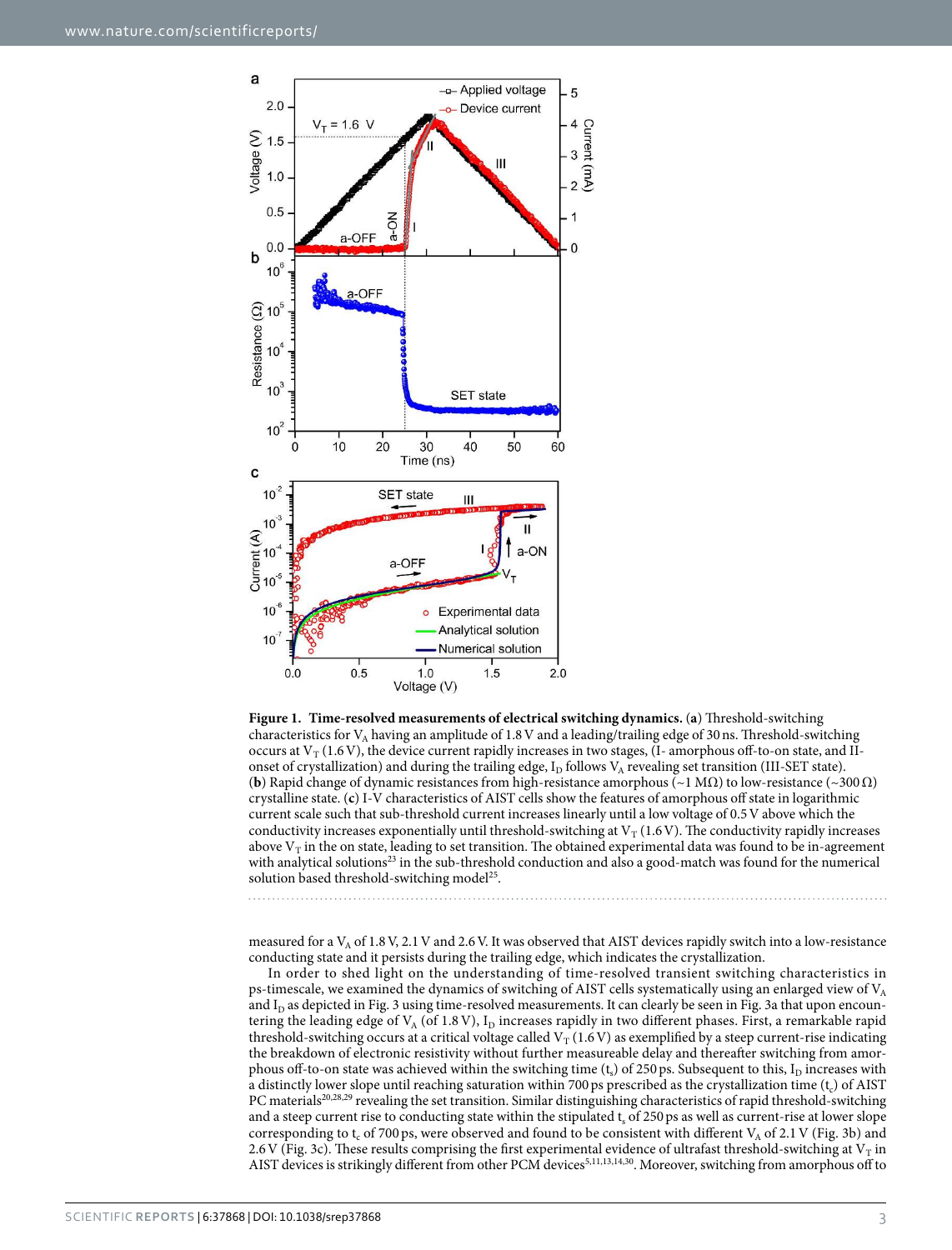**Figure 1. Time-resolved measurements of electrical switching dynamics.** (**a**) Threshold-switching characteristics for $V_A$ having an amplitude of 1.8 V and a leading/trailing edge of 30 ns. Threshold-switching occurs at $V_T$ (1.6 V), the device current rapidly increases in two stages, (I- amorphous off-to-on state, and II-onset of crystallization) and during the trailing edge, $I_D$ follows $V_A$ revealing set transition (III-SET state). (**b**) Rapid change of dynamic resistances from high-resistance amorphous (~1 MΩ) to low-resistance (~300 Ω) crystalline state. (**c**) I-V characteristics of AIST cells show the features of amorphous off state in logarithmic current scale such that sub-threshold current increases linearly until a low voltage of 0.5 V above which the conductivity increases exponentially until threshold-switching at $V_T$ (1.6 V). The conductivity rapidly increases above $V_T$ in the on state, leading to set transition. The obtained experimental data was found to be in-agreement with analytical solutions[23] in the sub-threshold conduction and also a good-match was found for the numerical solution based threshold-switching model[25].

measured for a $V_A$ of 1.8 V, 2.1 V and 2.6 V. It was observed that AIST devices rapidly switch into a low-resistance conducting state and it persists during the trailing edge, which indicates the crystallization.

In order to shed light on the understanding of time-resolved transient switching characteristics in ps-timescale, we examined the dynamics of switching of AIST cells systematically using an enlarged view of $V_A$ and $I_D$ as depicted in Fig. 3 using time-resolved measurements. It can clearly be seen in Fig. 3a that upon encountering the leading edge of $V_A$ (of 1.8 V), $I_D$ increases rapidly in two different phases. First, a remarkable rapid threshold-switching occurs at a critical voltage called $V_T$ (1.6 V) as exemplified by a steep current-rise indicating the breakdown of electronic resistivity without further measureable delay and thereafter switching from amorphous off-to-on state was achieved within the switching time ($t_s$) of 250 ps. Subsequent to this, $I_D$ increases with a distinctly lower slope until reaching saturation within 700 ps prescribed as the crystallization time ($t_c$) of AIST PC materials[20,28,29] revealing the set transition. Similar distinguishing characteristics of rapid threshold-switching and a steep current rise to conducting state within the stipulated $t_s$ of 250 ps as well as current-rise at lower slope corresponding to $t_c$ of 700 ps, were observed and found to be consistent with different $V_A$ of 2.1 V (Fig. 3b) and 2.6 V (Fig. 3c). These results comprising the first experimental evidence of ultrafast threshold-switching at $V_T$ in AIST devices is strikingly different from other PCM devices[5,11,13,14,30]. Moreover, switching from amorphous off to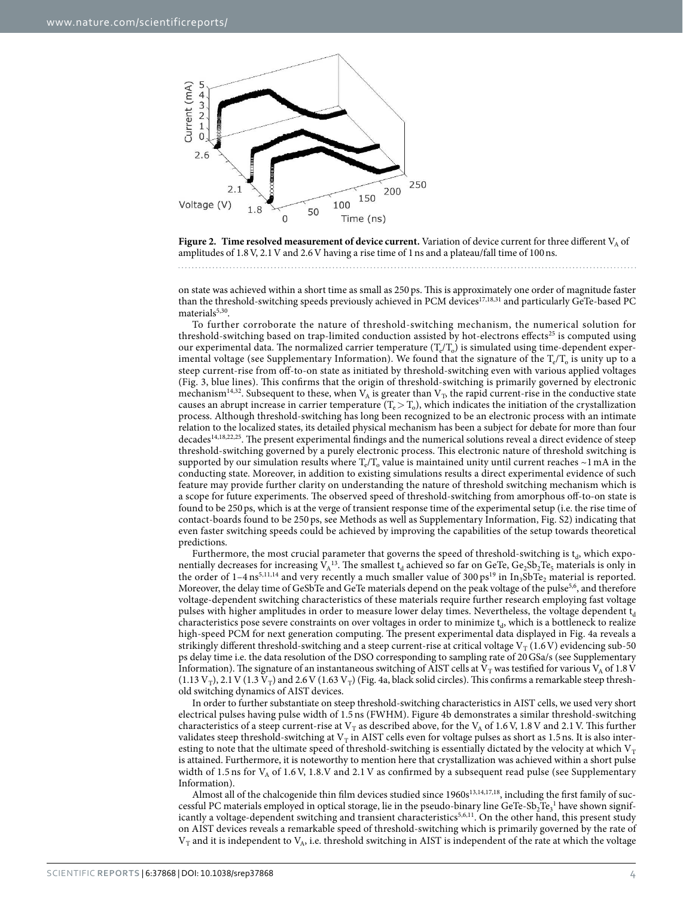**Figure 2. Time resolved measurement of device current.** Variation of device current for three different $V_A$ of amplitudes of 1.8 V, 2.1 V and 2.6 V having a rise time of 1 ns and a plateau/fall time of 100 ns.

on state was achieved within a short time as small as 250 ps. This is approximately one order of magnitude faster than the threshold-switching speeds previously achieved in PCM devices[17,18,31] and particularly GeTe-based PC materials[5,30].

To further corroborate the nature of threshold-switching mechanism, the numerical solution for threshold-switching based on trap-limited conduction assisted by hot-electrons effects[25] is computed using our experimental data. The normalized carrier temperature ($T_e/T_o$) is simulated using time-dependent experimental voltage (see Supplementary Information). We found that the signature of the $T_e/T_o$ is unity up to a steep current-rise from off-to-on state as initiated by threshold-switching even with various applied voltages (Fig. 3, blue lines). This confirms that the origin of threshold-switching is primarily governed by electronic mechanism[14,32]. Subsequent to these, when $V_A$ is greater than $V_T$, the rapid current-rise in the conductive state causes an abrupt increase in carrier temperature ($T_e > T_o$), which indicates the initiation of the crystallization process. Although threshold-switching has long been recognized to be an electronic process with an intimate relation to the localized states, its detailed physical mechanism has been a subject for debate for more than four decades[14,18,22,25]. The present experimental findings and the numerical solutions reveal a direct evidence of steep threshold-switching governed by a purely electronic process. This electronic nature of threshold switching is supported by our simulation results where $T_e/T_o$ value is maintained unity until current reaches ~1 mA in the conducting state. Moreover, in addition to existing simulations results a direct experimental evidence of such feature may provide further clarity on understanding the nature of threshold switching mechanism which is a scope for future experiments. The observed speed of threshold-switching from amorphous off-to-on state is found to be 250 ps, which is at the verge of transient response time of the experimental setup (i.e. the rise time of contact-boards found to be 250 ps, see Methods as well as Supplementary Information, Fig. S2) indicating that even faster switching speeds could be achieved by improving the capabilities of the setup towards theoretical predictions.

Furthermore, the most crucial parameter that governs the speed of threshold-switching is $t_d$, which exponentially decreases for increasing $V_A$[13]. The smallest $t_d$ achieved so far on GeTe, $Ge_2Sb_2Te_5$ materials is only in the order of 1–4 ns[5,11,14] and very recently a much smaller value of 300 ps[19] in $In_3SbTe_2$ material is reported. Moreover, the delay time of GeSbTe and GeTe materials depend on the peak voltage of the pulse[5,6], and therefore voltage-dependent switching characteristics of these materials require further research employing fast voltage pulses with higher amplitudes in order to measure lower delay times. Nevertheless, the voltage dependent $t_d$ characteristics pose severe constraints on over voltages in order to minimize $t_d$, which is a bottleneck to realize high-speed PCM for next generation computing. The present experimental data displayed in Fig. 4a reveals a strikingly different threshold-switching and a steep current-rise at critical voltage $V_T$ (1.6 V) evidencing sub-50 ps delay time i.e. the data resolution of the DSO corresponding to sampling rate of 20 GSa/s (see Supplementary Information). The signature of an instantaneous switching of AIST cells at $V_T$ was testified for various $V_A$ of 1.8 V (1.13 $V_T$), 2.1 V (1.3 $V_T$) and 2.6 V (1.63 $V_T$) (Fig. 4a, black solid circles). This confirms a remarkable steep threshold switching dynamics of AIST devices.

In order to further substantiate on steep threshold-switching characteristics in AIST cells, we used very short electrical pulses having pulse width of 1.5 ns (FWHM). Figure 4b demonstrates a similar threshold-switching characteristics of a steep current-rise at $V_T$ as described above, for the $V_A$ of 1.6 V, 1.8 V and 2.1 V. This further validates steep threshold-switching at $V_T$ in AIST cells even for voltage pulses as short as 1.5 ns. It is also interesting to note that the ultimate speed of threshold-switching is essentially dictated by the velocity at which $V_T$ is attained. Furthermore, it is noteworthy to mention here that crystallization was achieved within a short pulse width of 1.5 ns for $V_A$ of 1.6 V, 1.8.V and 2.1 V as confirmed by a subsequent read pulse (see Supplementary Information).

Almost all of the chalcogenide thin film devices studied since 1960s[13,14,17,18], including the first family of successful PC materials employed in optical storage, lie in the pseudo-binary line $GeTe\text{-}Sb_2Te_3$[1] have shown significantly a voltage-dependent switching and transient characteristics[5,6,11]. On the other hand, this present study on AIST devices reveals a remarkable speed of threshold-switching which is primarily governed by the rate of $V_T$ and it is independent to $V_A$, i.e. threshold switching in AIST is independent of the rate at which the voltage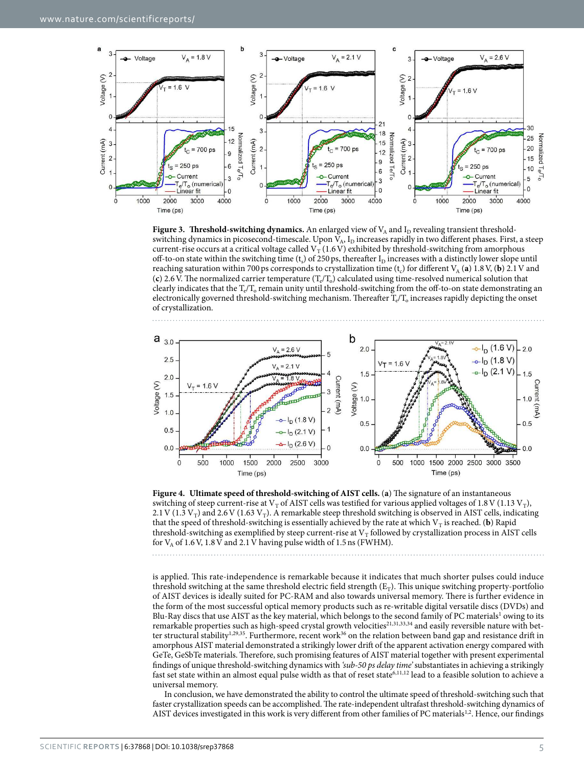**Figure 3. Threshold-switching dynamics.** An enlarged view of $V_A$ and $I_D$ revealing transient threshold-switching dynamics in picosecond-timescale. Upon $V_A$, $I_D$ increases rapidly in two different phases. First, a steep current-rise occurs at a critical voltage called $V_T$ (1.6 V) exhibited by threshold-switching from amorphous off-to-on state within the switching time ($t_s$) of 250 ps, thereafter $I_D$ increases with a distinctly lower slope until reaching saturation within 700 ps corresponds to crystallization time ($t_c$) for different $V_A$ (**a**) 1.8 V, (**b**) 2.1 V and (**c**) 2.6 V. The normalized carrier temperature ($T_e/T_o$) calculated using time-resolved numerical solution that clearly indicates that the $T_e/T_o$ remain unity until threshold-switching from the off-to-on state demonstrating an electronically governed threshold-switching mechanism. Thereafter $T_e/T_o$ increases rapidly depicting the onset of crystallization.

**Figure 4. Ultimate speed of threshold-switching of AIST cells.** (**a**) The signature of an instantaneous switching of steep current-rise at $V_T$ of AIST cells was testified for various applied voltages of 1.8 V (1.13 $V_T$), 2.1 V (1.3 $V_T$) and 2.6 V (1.63 $V_T$). A remarkable steep threshold switching is observed in AIST cells, indicating that the speed of threshold-switching is essentially achieved by the rate at which $V_T$ is reached. (**b**) Rapid threshold-switching as exemplified by steep current-rise at $V_T$ followed by crystallization process in AIST cells for $V_A$ of 1.6 V, 1.8 V and 2.1 V having pulse width of 1.5 ns (FWHM).

is applied. This rate-independence is remarkable because it indicates that much shorter pulses could induce threshold switching at the same threshold electric field strength ($E_T$). This unique switching property-portfolio of AIST devices is ideally suited for PC-RAM and also towards universal memory. There is further evidence in the form of the most successful optical memory products such as re-writable digital versatile discs (DVDs) and Blu-Ray discs that use AIST as the key material, which belongs to the second family of PC materials[1] owing to its remarkable properties such as high-speed crystal growth velocities[21,31,33,34] and easily reversible nature with better structural stability[1,29,35]. Furthermore, recent work[36] on the relation between band gap and resistance drift in amorphous AIST material demonstrated a strikingly lower drift of the apparent activation energy compared with GeTe, GeSbTe materials. Therefore, such promising features of AIST material together with present experimental findings of unique threshold-switching dynamics with *'sub-50 ps delay time'* substantiates in achieving a strikingly fast set state within an almost equal pulse width as that of reset state[6,11,12] lead to a feasible solution to achieve a universal memory.

In conclusion, we have demonstrated the ability to control the ultimate speed of threshold-switching such that faster crystallization speeds can be accomplished. The rate-independent ultrafast threshold-switching dynamics of AIST devices investigated in this work is very different from other families of PC materials[1,2]. Hence, our findings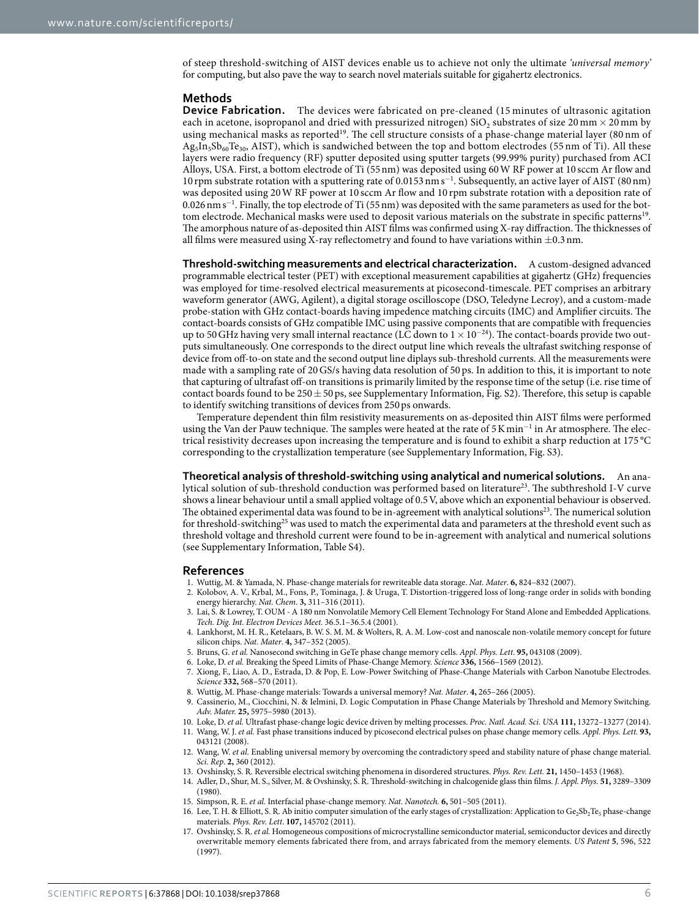of steep threshold-switching of AIST devices enable us to achieve not only the ultimate *'universal memory'* for computing, but also pave the way to search novel materials suitable for gigahertz electronics.

## Methods

**Device Fabrication.** The devices were fabricated on pre-cleaned (15 minutes of ultrasonic agitation each in acetone, isopropanol and dried with pressurized nitrogen) $SiO_2$ substrates of size 20 mm × 20 mm by using mechanical masks as reported[19]. The cell structure consists of a phase-change material layer (80 nm of $Ag_5In_5Sb_{60}Te_{30}$, AIST), which is sandwiched between the top and bottom electrodes (55 nm of Ti). All these layers were radio frequency (RF) sputter deposited using sputter targets (99.99% purity) purchased from ACI Alloys, USA. First, a bottom electrode of Ti (55 nm) was deposited using 60 W RF power at 10 sccm Ar flow and 10 rpm substrate rotation with a sputtering rate of 0.0153 nm $s^{-1}$. Subsequently, an active layer of AIST (80 nm) was deposited using 20 W RF power at 10 sccm Ar flow and 10 rpm substrate rotation with a deposition rate of 0.026 nm $s^{-1}$. Finally, the top electrode of Ti (55 nm) was deposited with the same parameters as used for the bottom electrode. Mechanical masks were used to deposit various materials on the substrate in specific patterns[19]. The amorphous nature of as-deposited thin AIST films was confirmed using X-ray diffraction. The thicknesses of all films were measured using X-ray reflectometry and found to have variations within ±0.3 nm.

**Threshold-switching measurements and electrical characterization.** A custom-designed advanced programmable electrical tester (PET) with exceptional measurement capabilities at gigahertz (GHz) frequencies was employed for time-resolved electrical measurements at picosecond-timescale. PET comprises an arbitrary waveform generator (AWG, Agilent), a digital storage oscilloscope (DSO, Teledyne Lecroy), and a custom-made probe-station with GHz contact-boards having impedence matching circuits (IMC) and Amplifier circuits. The contact-boards consists of GHz compatible IMC using passive components that are compatible with frequencies up to 50 GHz having very small internal reactance (LC down to $1 \times 10^{-24}$). The contact-boards provide two outputs simultaneously. One corresponds to the direct output line which reveals the ultrafast switching response of device from off-to-on state and the second output line diplays sub-threshold currents. All the measurements were made with a sampling rate of 20 GS/s having data resolution of 50 ps. In addition to this, it is important to note that capturing of ultrafast off-on transitions is primarily limited by the response time of the setup (i.e. rise time of contact boards found to be 250 ± 50 ps, see Supplementary Information, Fig. S2). Therefore, this setup is capable to identify switching transitions of devices from 250 ps onwards.

Temperature dependent thin film resistivity measurements on as-deposited thin AIST films were performed using the Van der Pauw technique. The samples were heated at the rate of 5 K $min^{-1}$ in Ar atmosphere. The electrical resistivity decreases upon increasing the temperature and is found to exhibit a sharp reduction at 175 °C corresponding to the crystallization temperature (see Supplementary Information, Fig. S3).

**Theoretical analysis of threshold-switching using analytical and numerical solutions.** An analytical solution of sub-threshold conduction was performed based on literature[23]. The subthreshold I-V curve shows a linear behaviour until a small applied voltage of 0.5 V, above which an exponential behaviour is observed. The obtained experimental data was found to be in-agreement with analytical solutions[23]. The numerical solution for threshold-switching[25] was used to match the experimental data and parameters at the threshold event such as threshold voltage and threshold current were found to be in-agreement with analytical and numerical solutions (see Supplementary Information, Table S4).

## References

1. Wuttig, M. & Yamada, N. Phase-change materials for rewriteable data storage. *Nat. Mater.* **6,** 824–832 (2007).
2. Kolobov, A. V., Krbal, M., Fons, P., Tominaga, J. & Uruga, T. Distortion-triggered loss of long-range order in solids with bonding energy hierarchy. *Nat. Chem*. **3,** 311–316 (2011).
3. Lai, S. & Lowrey, T. OUM - A 180 nm Nonvolatile Memory Cell Element Technology For Stand Alone and Embedded Applications. *Tech. Dig. Int. Electron Devices Meet.* 36.5.1–36.5.4 (2001).
4. Lankhorst, M. H. R., Ketelaars, B. W. S. M. M. & Wolters, R. A. M. Low-cost and nanoscale non-volatile memory concept for future silicon chips. *Nat. Mater*. **4,** 347–352 (2005).
5. Bruns, G. *et al.* Nanosecond switching in GeTe phase change memory cells. *Appl. Phys. Lett*. **95,** 043108 (2009).
6. Loke, D. *et al.* Breaking the Speed Limits of Phase-Change Memory. *Science* **336,** 1566–1569 (2012).
7. Xiong, F., Liao, A. D., Estrada, D. & Pop, E. Low-Power Switching of Phase-Change Materials with Carbon Nanotube Electrodes. *Science* **332,** 568–570 (2011).
8. Wuttig, M. Phase-change materials: Towards a universal memory? *Nat. Mater*. **4,** 265–266 (2005).
9. Cassinerio, M., Ciocchini, N. & Ielmini, D. Logic Computation in Phase Change Materials by Threshold and Memory Switching. *Adv. Mater.* **25,** 5975–5980 (2013).
10. Loke, D. *et al.* Ultrafast phase-change logic device driven by melting processes. *Proc. Natl. Acad. Sci. USA* **111,** 13272–13277 (2014).
11. Wang, W. J. *et al.* Fast phase transitions induced by picosecond electrical pulses on phase change memory cells. *Appl. Phys. Lett.* **93,** 043121 (2008).
12. Wang, W. *et al.* Enabling universal memory by overcoming the contradictory speed and stability nature of phase change material. *Sci. Rep*. **2,** 360 (2012).
13. Ovshinsky, S. R. Reversible electrical switching phenomena in disordered structures. *Phys. Rev. Lett.* **21,** 1450–1453 (1968).
14. Adler, D., Shur, M. S., Silver, M. & Ovshinsky, S. R. Threshold-switching in chalcogenide glass thin films. *J. Appl. Phys*. **51,** 3289–3309 (1980).
15. Simpson, R. E. *et al.* Interfacial phase-change memory. *Nat. Nanotech.* **6,** 501–505 (2011).
16. Lee, T. H. & Elliott, S. R. Ab initio computer simulation of the early stages of crystallization: Application to $Ge_2Sb_2Te_5$ phase-change materials. *Phys. Rev. Lett*. **107,** 145702 (2011).
17. Ovshinsky, S. R. *et al.* Homogeneous compositions of microcrystalline semiconductor material, semiconductor devices and directly overwritable memory elements fabricated there from, and arrays fabricated from the memory elements. *US Patent* **5**, 596, 522 (1997).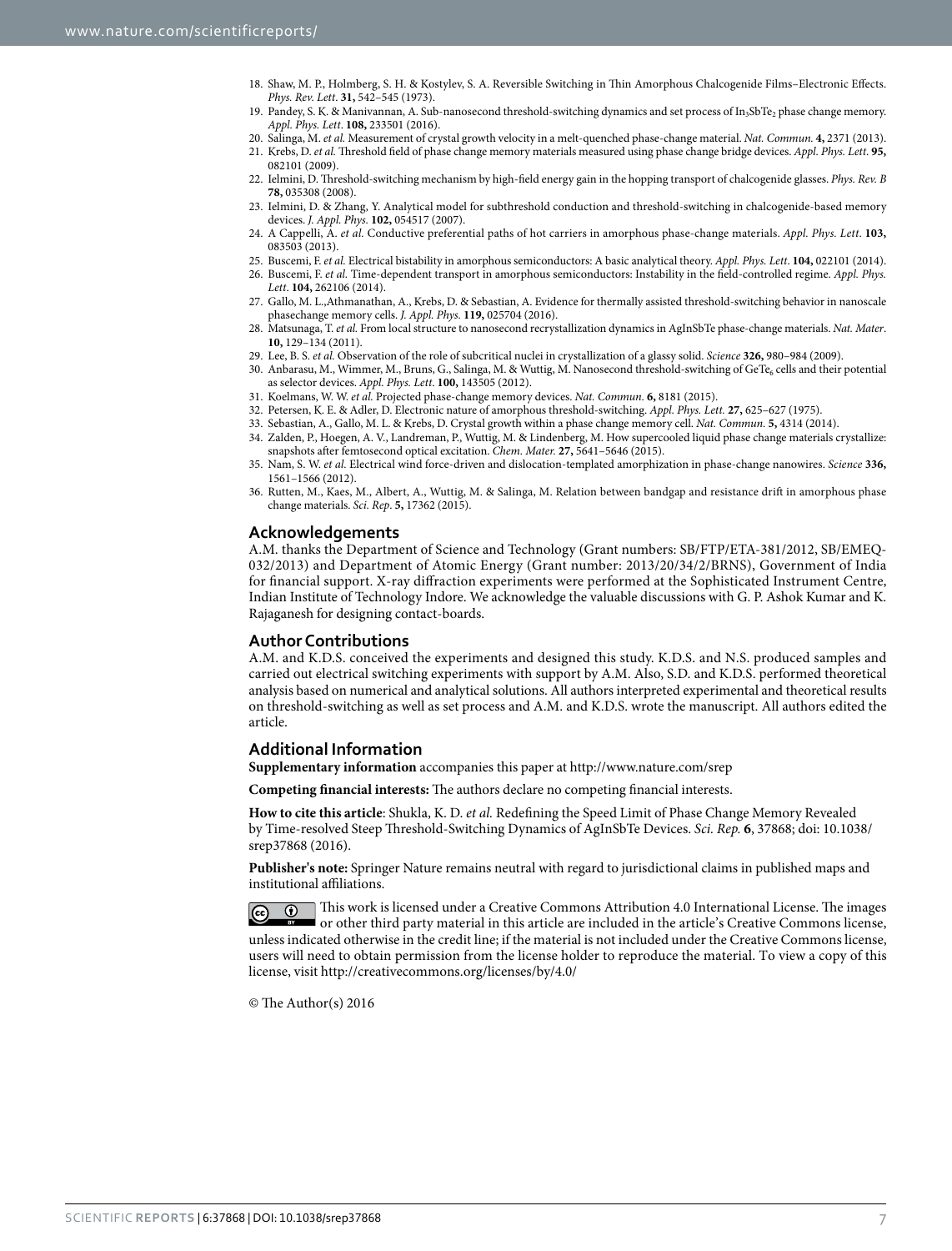18. Shaw, M. P., Holmberg, S. H. & Kostylev, S. A. Reversible Switching in Thin Amorphous Chalcogenide Films–Electronic Effects. *Phys. Rev. Lett*. **31,** 542–545 (1973).
19. Pandey, S. K. & Manivannan, A. Sub-nanosecond threshold-switching dynamics and set process of $In_3SbTe_2$ phase change memory. *Appl. Phys. Lett*. **108,** 233501 (2016).
20. Salinga, M. *et al.* Measurement of crystal growth velocity in a melt-quenched phase-change material. *Nat. Commun.* **4,** 2371 (2013).
21. Krebs, D. *et al.* Threshold field of phase change memory materials measured using phase change bridge devices. *Appl. Phys. Lett.* **95,** 082101 (2009).
22. Ielmini, D. Threshold-switching mechanism by high-field energy gain in the hopping transport of chalcogenide glasses. *Phys. Rev. B* **78,** 035308 (2008).
23. Ielmini, D. & Zhang, Y. Analytical model for subthreshold conduction and threshold-switching in chalcogenide-based memory devices. *J. Appl. Phys.* **102,** 054517 (2007).
24. A Cappelli, A. *et al.* Conductive preferential paths of hot carriers in amorphous phase-change materials. *Appl. Phys. Lett*. **103,** 083503 (2013).
25. Buscemi, F. *et al.* Electrical bistability in amorphous semiconductors: A basic analytical theory. *Appl. Phys. Lett*. **104,** 022101 (2014).
26. Buscemi, F. *et al.* Time-dependent transport in amorphous semiconductors: Instability in the field-controlled regime. *Appl. Phys. Lett*. **104,** 262106 (2014).
27. Gallo, M. L.,Athmanathan, A., Krebs, D. & Sebastian, A. Evidence for thermally assisted threshold-switching behavior in nanoscale phasechange memory cells. *J. Appl. Phys.* **119,** 025704 (2016).
28. Matsunaga, T. *et al.* From local structure to nanosecond recrystallization dynamics in AgInSbTe phase-change materials. *Nat. Mater*. **10,** 129–134 (2011).
29. Lee, B. S. *et al.* Observation of the role of subcritical nuclei in crystallization of a glassy solid. *Science* **326,** 980–984 (2009).
30. Anbarasu, M., Wimmer, M., Bruns, G., Salinga, M. & Wuttig, M. Nanosecond threshold-switching of $GeTe_6$ cells and their potential as selector devices. *Appl. Phys. Lett.* **100,** 143505 (2012).
31. Koelmans, W. W. *et al.* Projected phase-change memory devices. *Nat. Commun.* **6,** 8181 (2015).
32. Petersen, K. E. & Adler, D. Electronic nature of amorphous threshold-switching. *Appl. Phys. Lett.* **27,** 625–627 (1975).
33. Sebastian, A., Gallo, M. L. & Krebs, D. Crystal growth within a phase change memory cell. *Nat. Commun.* **5,** 4314 (2014).
34. Zalden, P., Hoegen, A. V., Landreman, P., Wuttig, M. & Lindenberg, M. How supercooled liquid phase change materials crystallize: snapshots after femtosecond optical excitation. *Chem. Mater.* **27,** 5641–5646 (2015).
35. Nam, S. W. *et al.* Electrical wind force-driven and dislocation-templated amorphization in phase-change nanowires. *Science* **336,** 1561–1566 (2012).
36. Rutten, M., Kaes, M., Albert, A., Wuttig, M. & Salinga, M. Relation between bandgap and resistance drift in amorphous phase change materials. *Sci. Rep*. **5,** 17362 (2015).

## Acknowledgements

A.M. thanks the Department of Science and Technology (Grant numbers: SB/FTP/ETA-381/2012, SB/EMEQ-032/2013) and Department of Atomic Energy (Grant number: 2013/20/34/2/BRNS), Government of India for financial support. X-ray diffraction experiments were performed at the Sophisticated Instrument Centre, Indian Institute of Technology Indore. We acknowledge the valuable discussions with G. P. Ashok Kumar and K. Rajaganesh for designing contact-boards.

## Author Contributions

A.M. and K.D.S. conceived the experiments and designed this study. K.D.S. and N.S. produced samples and carried out electrical switching experiments with support by A.M. Also, S.D. and K.D.S. performed theoretical analysis based on numerical and analytical solutions. All authors interpreted experimental and theoretical results on threshold-switching as well as set process and A.M. and K.D.S. wrote the manuscript. All authors edited the article.

## Additional Information

**Supplementary information** accompanies this paper at http://www.nature.com/srep

**Competing financial interests:** The authors declare no competing financial interests.

**How to cite this article**: Shukla, K. D. *et al.* Redefining the Speed Limit of Phase Change Memory Revealed by Time-resolved Steep Threshold-Switching Dynamics of AgInSbTe Devices. *Sci. Rep.* **6**, 37868; doi: 10.1038/srep37868 (2016).

**Publisher's note:** Springer Nature remains neutral with regard to jurisdictional claims in published maps and institutional affiliations.

This work is licensed under a Creative Commons Attribution 4.0 International License. The images or other third party material in this article are included in the article's Creative Commons license, unless indicated otherwise in the credit line; if the material is not included under the Creative Commons license, users will need to obtain permission from the license holder to reproduce the material. To view a copy of this license, visit http://creativecommons.org/licenses/by/4.0/

© The Author(s) 2016